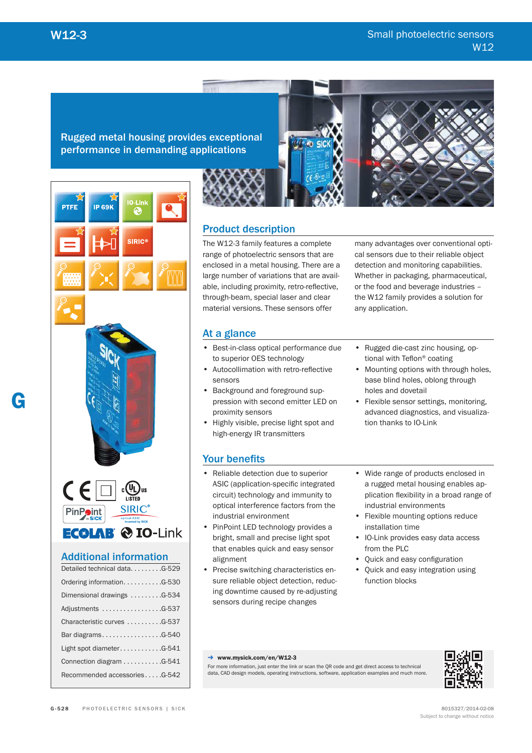# W12-3

Small photoelectric sensors W12

## Rugged metal housing provides exceptional performance in demanding applications

PTFE | IP 69K | IO-Link | SIRIC®

## Product description

The W12-3 family features a complete range of photoelectric sensors that are enclosed in a metal housing. There are a large number of variations that are available, including proximity, retro-reflective, through-beam, special laser and clear material versions. These sensors offer many advantages over conventional optical sensors due to their reliable object detection and monitoring capabilities. Whether in packaging, pharmaceutical, or the food and beverage industries – the W12 family provides a solution for any application.

## At a glance

- Best-in-class optical performance due to superior OES technology
- Autocollimation with retro-reflective sensors
- Background and foreground suppression with second emitter LED on proximity sensors
- Highly visible, precise light spot and high-energy IR transmitters
- Rugged die-cast zinc housing, optional with Teflon® coating
- Mounting options with through holes, base blind holes, oblong through holes and dovetail
- Flexible sensor settings, monitoring, advanced diagnostics, and visualization thanks to IO-Link

## Your benefits

- Reliable detection due to superior ASIC (application-specific integrated circuit) technology and immunity to optical interference factors from the industrial environment
- PinPoint LED technology provides a bright, small and precise light spot that enables quick and easy sensor alignment
- Precise switching characteristics ensure reliable object detection, reducing downtime caused by re-adjusting sensors during recipe changes
- Wide range of products enclosed in a rugged metal housing enables application flexibility in a broad range of industrial environments
- Flexible mounting options reduce installation time
- IO-Link provides easy data access from the PLC
- Quick and easy configuration
- Quick and easy integration using function blocks

## Additional information

| | |
|---|---|
| Detailed technical data | G-529 |
| Ordering information | G-530 |
| Dimensional drawings | G-534 |
| Adjustments | G-537 |
| Characteristic curves | G-537 |
| Bar diagrams | G-540 |
| Light spot diameter | G-541 |
| Connection diagram | G-541 |
| Recommended accessories | G-542 |

→ **www.mysick.com/en/W12-3**

For more information, just enter the link or scan the QR code and get direct access to technical data, CAD design models, operating instructions, software, application examples and much more.

8015327/2014-02-08
Subject to change without notice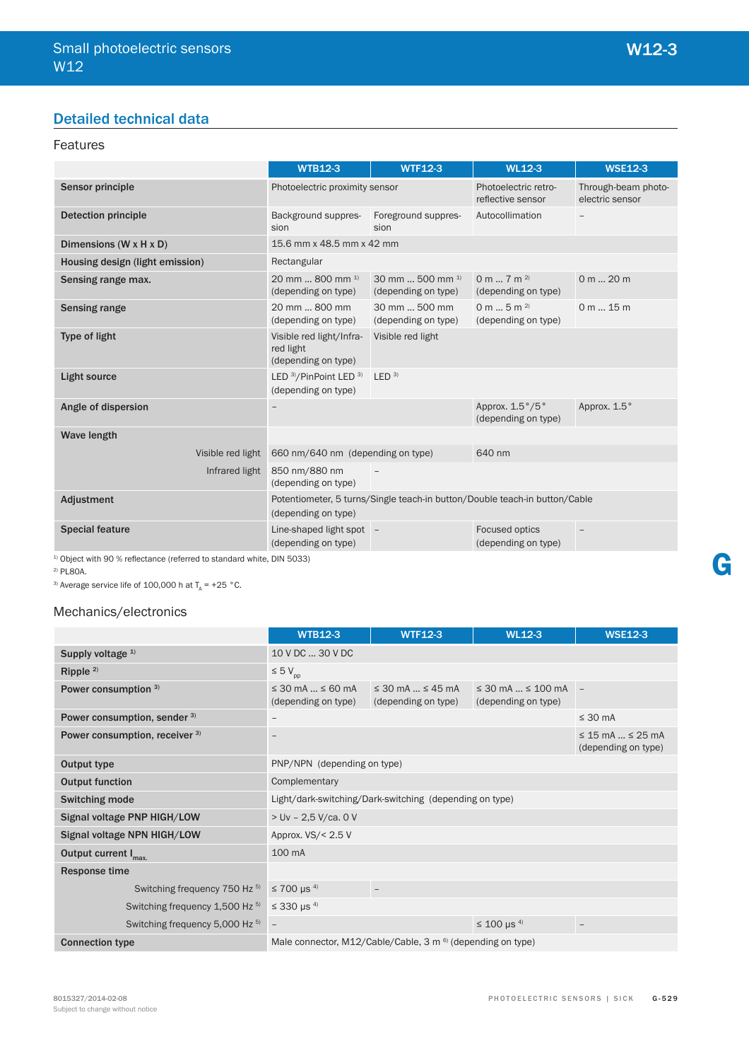## Detailed technical data

### Features

| | WTB12-3 | WTF12-3 | WL12-3 | WSE12-3 |
|---|---|---|---|---|
| **Sensor principle** | Photoelectric proximity sensor | | Photoelectric retro-reflective sensor | Through-beam photo-electric sensor |
| **Detection principle** | Background suppression | Foreground suppression | Autocollimation | – |
| **Dimensions (W x H x D)** | 15.6 mm x 48.5 mm x 42 mm | | | |
| **Housing design (light emission)** | Rectangular | | | |
| **Sensing range max.** | 20 mm ... 800 mm [1] (depending on type) | 30 mm ... 500 mm [1] (depending on type) | 0 m ... 7 m [2] (depending on type) | 0 m ... 20 m |
| **Sensing range** | 20 mm ... 800 mm (depending on type) | 30 mm ... 500 mm (depending on type) | 0 m ... 5 m [2] (depending on type) | 0 m ... 15 m |
| **Type of light** | Visible red light/Infra-red light (depending on type) | Visible red light | | |
| **Light source** | LED [3]/PinPoint LED [3] (depending on type) | LED [3] | | |
| **Angle of dispersion** | – | | Approx. 1.5°/5° (depending on type) | Approx. 1.5° |
| **Wave length** | | | | |
| Visible red light | 660 nm/640 nm (depending on type) | | 640 nm | |
| Infrared light | 850 nm/880 nm (depending on type) | – | | |
| **Adjustment** | Potentiometer, 5 turns/Single teach-in button/Double teach-in button/Cable (depending on type) | | | |
| **Special feature** | Line-shaped light spot (depending on type) | – | Focused optics (depending on type) | – |

[1] Object with 90 % reflectance (referred to standard white, DIN 5033)

[2] PL80A.

[3] Average service life of 100,000 h at $T_A$ = +25 °C.

### Mechanics/electronics

| | WTB12-3 | WTF12-3 | WL12-3 | WSE12-3 |
|---|---|---|---|---|
| **Supply voltage** [1] | 10 V DC ... 30 V DC | | | |
| **Ripple** [2] | ≤ 5 $V_{pp}$ | | | |
| **Power consumption** [3] | ≤ 30 mA ... ≤ 60 mA (depending on type) | ≤ 30 mA ... ≤ 45 mA (depending on type) | ≤ 30 mA ... ≤ 100 mA (depending on type) | – |
| **Power consumption, sender** [3] | – | | | ≤ 30 mA |
| **Power consumption, receiver** [3] | – | | | ≤ 15 mA ... ≤ 25 mA (depending on type) |
| **Output type** | PNP/NPN (depending on type) | | | |
| **Output function** | Complementary | | | |
| **Switching mode** | Light/dark-switching/Dark-switching (depending on type) | | | |
| **Signal voltage PNP HIGH/LOW** | > Uv – 2,5 V/ca. 0 V | | | |
| **Signal voltage NPN HIGH/LOW** | Approx. VS/< 2.5 V | | | |
| **Output current $I_{max.}$** | 100 mA | | | |
| **Response time** | | | | |
| Switching frequency 750 Hz [5] | ≤ 700 µs [4] | – | | |
| Switching frequency 1,500 Hz [5] | ≤ 330 µs [4] | | | |
| Switching frequency 5,000 Hz [5] | – | | ≤ 100 µs [4] | – |
| **Connection type** | Male connector, M12/Cable/Cable, 3 m [6] (depending on type) | | | |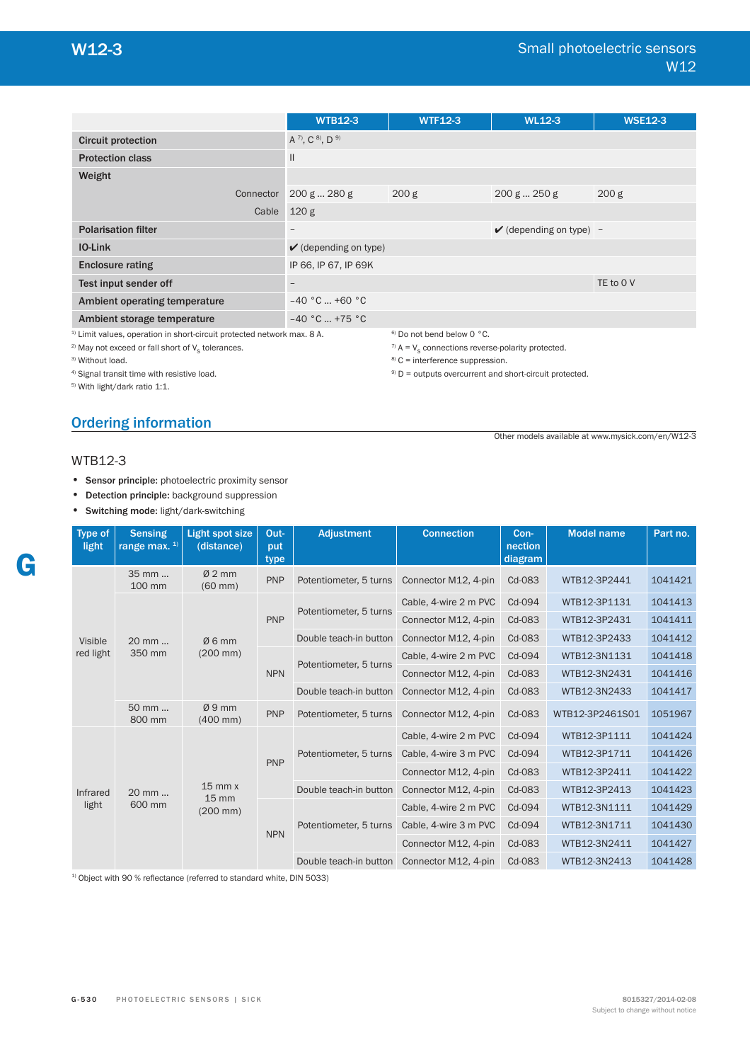| | WTB12-3 | WTF12-3 | WL12-3 | WSE12-3 |
|---|---|---|---|---|
| **Circuit protection** | A [7], C [8], D [9] | | | |
| **Protection class** | II | | | |
| **Weight** | | | | |
| Connector | 200 g ... 280 g | 200 g | 200 g ... 250 g | 200 g |
| Cable | 120 g | | | |
| **Polarisation filter** | – | | ✔ (depending on type) | – |
| **IO-Link** | ✔ (depending on type) | | | |
| **Enclosure rating** | IP 66, IP 67, IP 69K | | | |
| **Test input sender off** | – | | | TE to 0 V |
| **Ambient operating temperature** | –40 °C ... +60 °C | | | |
| **Ambient storage temperature** | –40 °C ... +75 °C | | | |

[1] Limit values, operation in short-circuit protected network max. 8 A.
[2] May not exceed or fall short of $V_S$ tolerances.
[3] Without load.
[4] Signal transit time with resistive load.
[5] With light/dark ratio 1:1.
[6] Do not bend below 0 °C.
[7] A = $V_S$ connections reverse-polarity protected.
[8] C = interference suppression.
[9] D = outputs overcurrent and short-circuit protected.

## Ordering information

Other models available at www.mysick.com/en/W12-3

### WTB12-3

- **Sensor principle:** photoelectric proximity sensor
- **Detection principle:** background suppression
- **Switching mode:** light/dark-switching

| Type of light | Sensing range max. [1] | Light spot size (distance) | Output type | Adjustment | Connection | Connection diagram | Model name | Part no. |
|---|---|---|---|---|---|---|---|---|
| Visible red light | 35 mm ... 100 mm | Ø 2 mm (60 mm) | PNP | Potentiometer, 5 turns | Connector M12, 4-pin | Cd-083 | WTB12-3P2441 | 1041421 |
| | 20 mm ... 350 mm | Ø 6 mm (200 mm) | PNP | Potentiometer, 5 turns | Cable, 4-wire 2 m PVC | Cd-094 | WTB12-3P1131 | 1041413 |
| | | | | | Connector M12, 4-pin | Cd-083 | WTB12-3P2431 | 1041411 |
| | | | | Double teach-in button | Connector M12, 4-pin | Cd-083 | WTB12-3P2433 | 1041412 |
| | | | NPN | Potentiometer, 5 turns | Cable, 4-wire 2 m PVC | Cd-094 | WTB12-3N1131 | 1041418 |
| | | | | | Connector M12, 4-pin | Cd-083 | WTB12-3N2431 | 1041416 |
| | | | | Double teach-in button | Connector M12, 4-pin | Cd-083 | WTB12-3N2433 | 1041417 |
| | 50 mm ... 800 mm | Ø 9 mm (400 mm) | PNP | Potentiometer, 5 turns | Connector M12, 4-pin | Cd-083 | WTB12-3P2461S01 | 1051967 |
| Infrared light | 20 mm ... 600 mm | 15 mm x 15 mm (200 mm) | PNP | Potentiometer, 5 turns | Cable, 4-wire 2 m PVC | Cd-094 | WTB12-3P1111 | 1041424 |
| | | | | | Cable, 4-wire 3 m PVC | Cd-094 | WTB12-3P1711 | 1041426 |
| | | | | | Connector M12, 4-pin | Cd-083 | WTB12-3P2411 | 1041422 |
| | | | | Double teach-in button | Connector M12, 4-pin | Cd-083 | WTB12-3P2413 | 1041423 |
| | | | NPN | Potentiometer, 5 turns | Cable, 4-wire 2 m PVC | Cd-094 | WTB12-3N1111 | 1041429 |
| | | | | | Cable, 4-wire 3 m PVC | Cd-094 | WTB12-3N1711 | 1041430 |
| | | | | | Connector M12, 4-pin | Cd-083 | WTB12-3N2411 | 1041427 |
| | | | | Double teach-in button | Connector M12, 4-pin | Cd-083 | WTB12-3N2413 | 1041428 |

[1] Object with 90 % reflectance (referred to standard white, DIN 5033)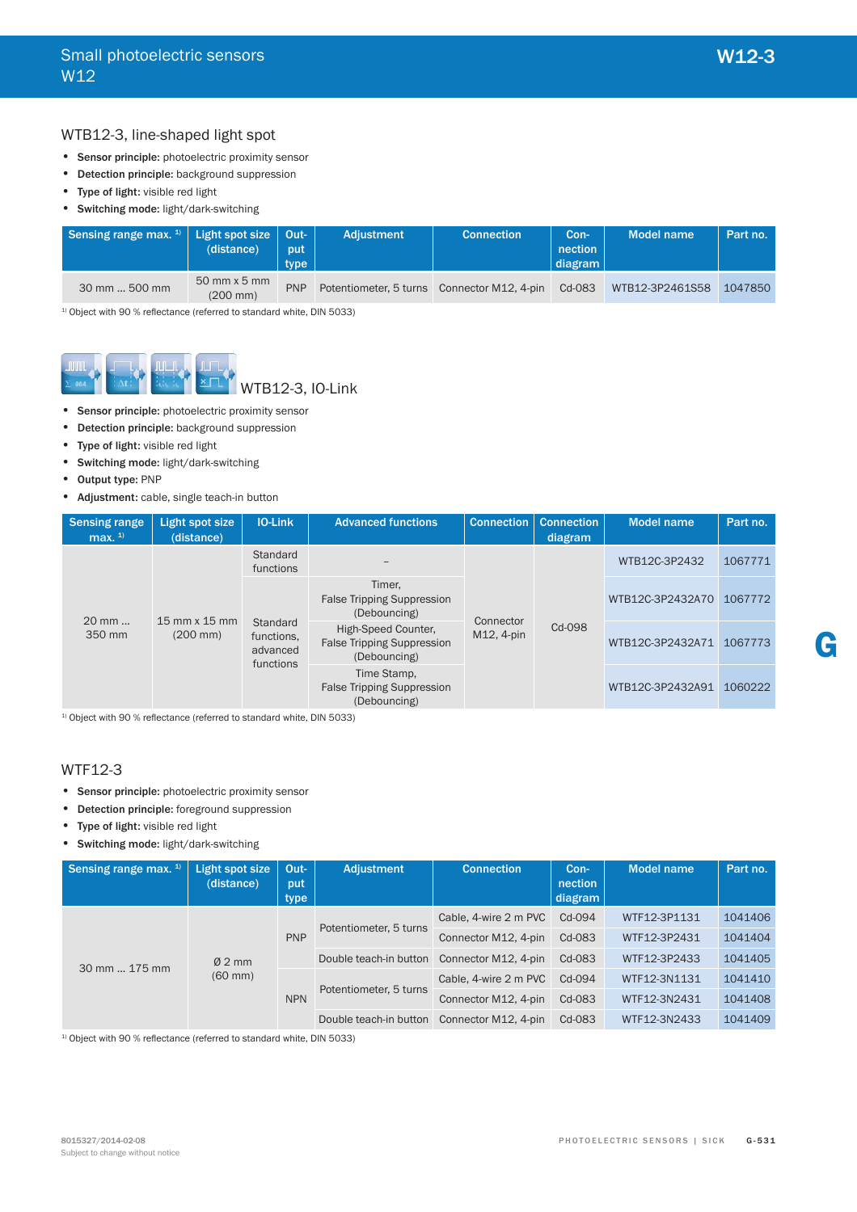## WTB12-3, line-shaped light spot

- **Sensor principle:** photoelectric proximity sensor
- **Detection principle:** background suppression
- **Type of light:** visible red light
- **Switching mode:** light/dark-switching

| Sensing range max. [1] | Light spot size (distance) | Output type | Adjustment | Connection | Connection diagram | Model name | Part no. |
|---|---|---|---|---|---|---|---|
| 30 mm ... 500 mm | 50 mm x 5 mm (200 mm) | PNP | Potentiometer, 5 turns | Connector M12, 4-pin | Cd-083 | WTB12-3P2461S58 | 1047850 |

[1] Object with 90 % reflectance (referred to standard white, DIN 5033)

## WTB12-3, IO-Link

- **Sensor principle:** photoelectric proximity sensor
- **Detection principle:** background suppression
- **Type of light:** visible red light
- **Switching mode:** light/dark-switching
- **Output type:** PNP
- **Adjustment:** cable, single teach-in button

| Sensing range max. [1] | Light spot size (distance) | IO-Link | Advanced functions | Connection | Connection diagram | Model name | Part no. |
|---|---|---|---|---|---|---|---|
| 20 mm ... 350 mm | 15 mm x 15 mm (200 mm) | Standard functions | – | Connector M12, 4-pin | Cd-098 | WTB12C-3P2432 | 1067771 |
| | | Standard functions, advanced functions | Timer, False Tripping Suppression (Debouncing) | | | WTB12C-3P2432A70 | 1067772 |
| | | | High-Speed Counter, False Tripping Suppression (Debouncing) | | | WTB12C-3P2432A71 | 1067773 |
| | | | Time Stamp, False Tripping Suppression (Debouncing) | | | WTB12C-3P2432A91 | 1060222 |

[1] Object with 90 % reflectance (referred to standard white, DIN 5033)

## WTF12-3

- **Sensor principle:** photoelectric proximity sensor
- **Detection principle:** foreground suppression
- **Type of light:** visible red light
- **Switching mode:** light/dark-switching

| Sensing range max. [1] | Light spot size (distance) | Output type | Adjustment | Connection | Connection diagram | Model name | Part no. |
|---|---|---|---|---|---|---|---|
| 30 mm ... 175 mm | Ø 2 mm (60 mm) | PNP | Potentiometer, 5 turns | Cable, 4-wire 2 m PVC | Cd-094 | WTF12-3P1131 | 1041406 |
| | | | | Connector M12, 4-pin | Cd-083 | WTF12-3P2431 | 1041404 |
| | | | Double teach-in button | Connector M12, 4-pin | Cd-083 | WTF12-3P2433 | 1041405 |
| | | NPN | Potentiometer, 5 turns | Cable, 4-wire 2 m PVC | Cd-094 | WTF12-3N1131 | 1041410 |
| | | | | Connector M12, 4-pin | Cd-083 | WTF12-3N2431 | 1041408 |
| | | | Double teach-in button | Connector M12, 4-pin | Cd-083 | WTF12-3N2433 | 1041409 |

[1] Object with 90 % reflectance (referred to standard white, DIN 5033)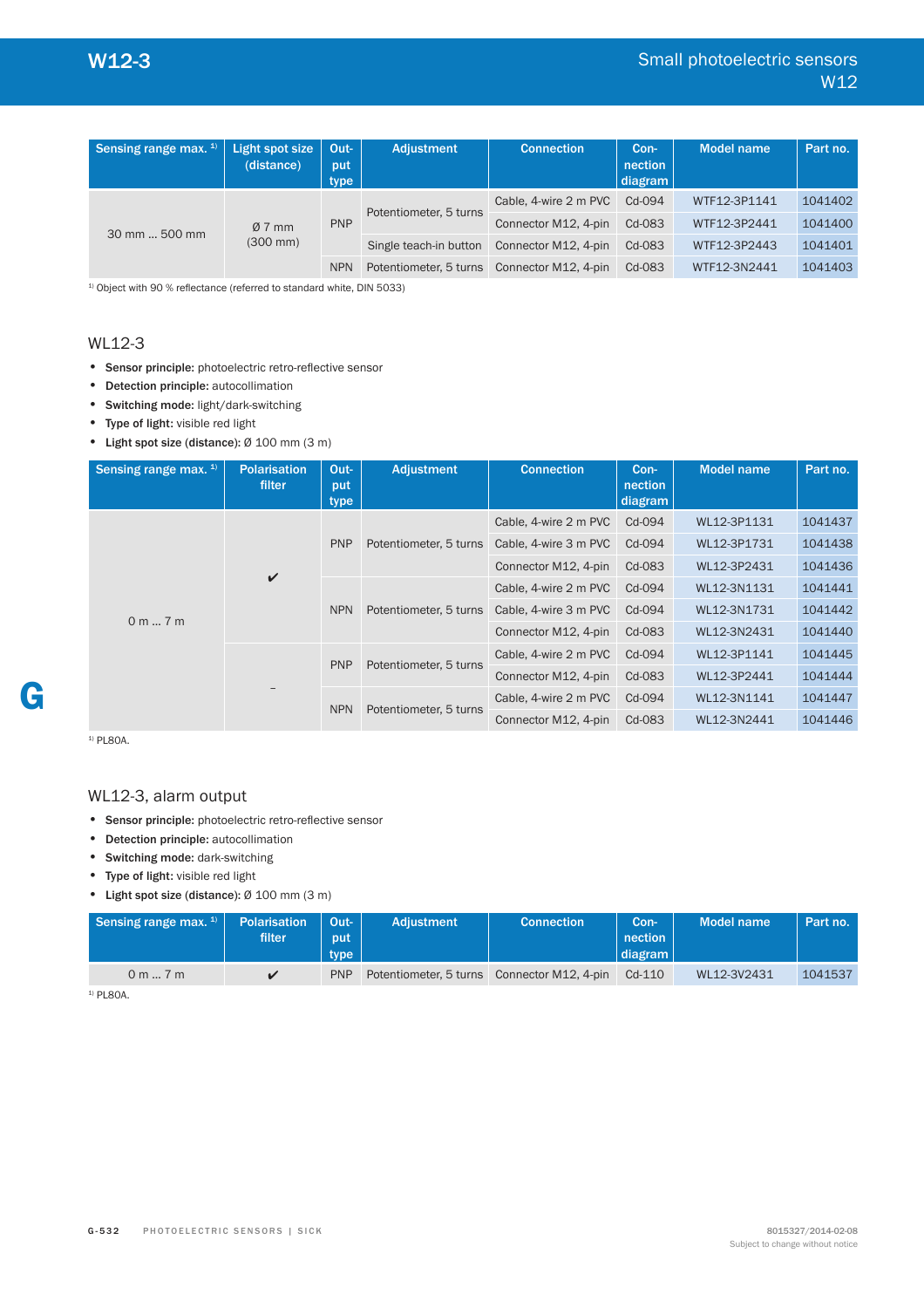| Sensing range max. [1] | Light spot size (distance) | Output type | Adjustment | Connection | Connection diagram | Model name | Part no. |
|---|---|---|---|---|---|---|---|
| 30 mm ... 500 mm | Ø 7 mm (300 mm) | PNP | Potentiometer, 5 turns | Cable, 4-wire 2 m PVC | Cd-094 | WTF12-3P1141 | 1041402 |
| | | | | Connector M12, 4-pin | Cd-083 | WTF12-3P2441 | 1041400 |
| | | | Single teach-in button | Connector M12, 4-pin | Cd-083 | WTF12-3P2443 | 1041401 |
| | | NPN | Potentiometer, 5 turns | Connector M12, 4-pin | Cd-083 | WTF12-3N2441 | 1041403 |

[1] Object with 90 % reflectance (referred to standard white, DIN 5033)

## WL12-3

- **Sensor principle:** photoelectric retro-reflective sensor
- **Detection principle:** autocollimation
- **Switching mode:** light/dark-switching
- **Type of light:** visible red light
- **Light spot size (distance):** Ø 100 mm (3 m)

| Sensing range max. [1] | Polarisation filter | Output type | Adjustment | Connection | Connection diagram | Model name | Part no. |
|---|---|---|---|---|---|---|---|
| 0 m ... 7 m | ✔ | PNP | Potentiometer, 5 turns | Cable, 4-wire 2 m PVC | Cd-094 | WL12-3P1131 | 1041437 |
| | | | | Cable, 4-wire 3 m PVC | Cd-094 | WL12-3P1731 | 1041438 |
| | | | | Connector M12, 4-pin | Cd-083 | WL12-3P2431 | 1041436 |
| | | NPN | Potentiometer, 5 turns | Cable, 4-wire 2 m PVC | Cd-094 | WL12-3N1131 | 1041441 |
| | | | | Cable, 4-wire 3 m PVC | Cd-094 | WL12-3N1731 | 1041442 |
| | | | | Connector M12, 4-pin | Cd-083 | WL12-3N2431 | 1041440 |
| | – | PNP | Potentiometer, 5 turns | Cable, 4-wire 2 m PVC | Cd-094 | WL12-3P1141 | 1041445 |
| | | | | Connector M12, 4-pin | Cd-083 | WL12-3P2441 | 1041444 |
| | | NPN | Potentiometer, 5 turns | Cable, 4-wire 2 m PVC | Cd-094 | WL12-3N1141 | 1041447 |
| | | | | Connector M12, 4-pin | Cd-083 | WL12-3N2441 | 1041446 |

[1] PL80A.

## WL12-3, alarm output

- **Sensor principle:** photoelectric retro-reflective sensor
- **Detection principle:** autocollimation
- **Switching mode:** dark-switching
- **Type of light:** visible red light
- **Light spot size (distance):** Ø 100 mm (3 m)

| Sensing range max. [1] | Polarisation filter | Output type | Adjustment | Connection | Connection diagram | Model name | Part no. |
|---|---|---|---|---|---|---|---|
| 0 m ... 7 m | ✔ | PNP | Potentiometer, 5 turns | Connector M12, 4-pin | Cd-110 | WL12-3V2431 | 1041537 |

[1] PL80A.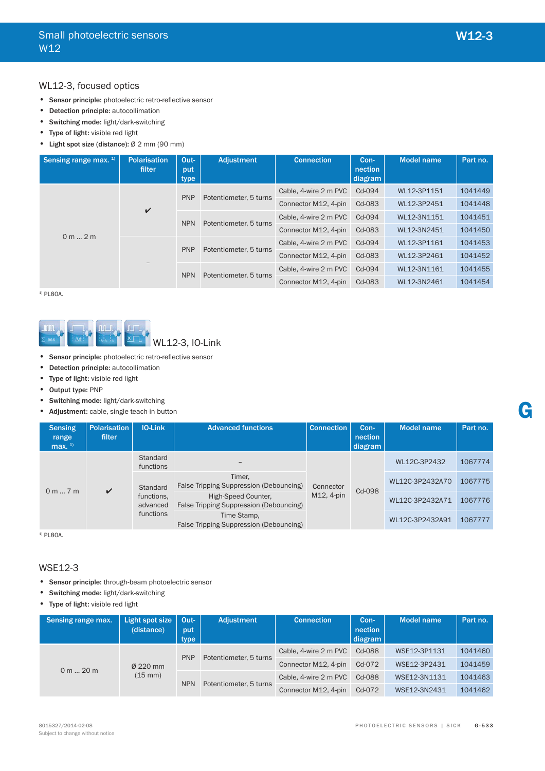## WL12-3, focused optics

- **Sensor principle:** photoelectric retro-reflective sensor
- **Detection principle:** autocollimation
- **Switching mode:** light/dark-switching
- **Type of light:** visible red light
- **Light spot size (distance):** Ø 2 mm (90 mm)

| Sensing range max. [1] | Polarisation filter | Output type | Adjustment | Connection | Connection diagram | Model name | Part no. |
|---|---|---|---|---|---|---|---|
| 0 m ... 2 m | ✔ | PNP | Potentiometer, 5 turns | Cable, 4-wire 2 m PVC | Cd-094 | WL12-3P1151 | 1041449 |
| | | | | Connector M12, 4-pin | Cd-083 | WL12-3P2451 | 1041448 |
| | | NPN | Potentiometer, 5 turns | Cable, 4-wire 2 m PVC | Cd-094 | WL12-3N1151 | 1041451 |
| | | | | Connector M12, 4-pin | Cd-083 | WL12-3N2451 | 1041450 |
| | – | PNP | Potentiometer, 5 turns | Cable, 4-wire 2 m PVC | Cd-094 | WL12-3P1161 | 1041453 |
| | | | | Connector M12, 4-pin | Cd-083 | WL12-3P2461 | 1041452 |
| | | NPN | Potentiometer, 5 turns | Cable, 4-wire 2 m PVC | Cd-094 | WL12-3N1161 | 1041455 |
| | | | | Connector M12, 4-pin | Cd-083 | WL12-3N2461 | 1041454 |

[1] PL80A.

## WL12-3, IO-Link

- **Sensor principle:** photoelectric retro-reflective sensor
- **Detection principle:** autocollimation
- **Type of light:** visible red light
- **Output type:** PNP
- **Switching mode:** light/dark-switching
- **Adjustment:** cable, single teach-in button

| Sensing range max. [1] | Polarisation filter | IO-Link | Advanced functions | Connection | Connection diagram | Model name | Part no. |
|---|---|---|---|---|---|---|---|
| 0 m ... 7 m | ✔ | Standard functions | – | Connector M12, 4-pin | Cd-098 | WL12C-3P2432 | 1067774 |
| | | Standard functions, advanced functions | Timer, False Tripping Suppression (Debouncing) | | | WL12C-3P2432A70 | 1067775 |
| | | | High-Speed Counter, False Tripping Suppression (Debouncing) | | | WL12C-3P2432A71 | 1067776 |
| | | | Time Stamp, False Tripping Suppression (Debouncing) | | | WL12C-3P2432A91 | 1067777 |

[1] PL80A.

## WSE12-3

- **Sensor principle:** through-beam photoelectric sensor
- **Switching mode:** light/dark-switching
- **Type of light:** visible red light

| Sensing range max. | Light spot size (distance) | Output type | Adjustment | Connection | Connection diagram | Model name | Part no. |
|---|---|---|---|---|---|---|---|
| 0 m ... 20 m | Ø 220 mm (15 mm) | PNP | Potentiometer, 5 turns | Cable, 4-wire 2 m PVC | Cd-088 | WSE12-3P1131 | 1041460 |
| | | | | Connector M12, 4-pin | Cd-072 | WSE12-3P2431 | 1041459 |
| | | NPN | Potentiometer, 5 turns | Cable, 4-wire 2 m PVC | Cd-088 | WSE12-3N1131 | 1041463 |
| | | | | Connector M12, 4-pin | Cd-072 | WSE12-3N2431 | 1041462 |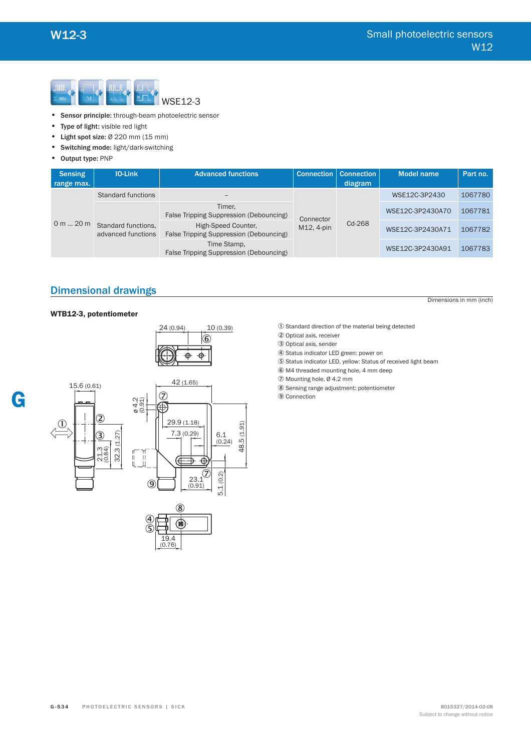WSE12-3

- **Sensor principle:** through-beam photoelectric sensor
- **Type of light:** visible red light
- **Light spot size:** Ø 220 mm (15 mm)
- **Switching mode:** light/dark-switching
- **Output type:** PNP

| Sensing range max. | IO-Link | Advanced functions | Connection | Connection diagram | Model name | Part no. |
|---|---|---|---|---|---|---|
| 0 m ... 20 m | Standard functions | – | Connector M12, 4-pin | Cd-268 | WSE12C-3P2430 | 1067780 |
| | Standard functions, advanced functions | Timer, False Tripping Suppression (Debouncing) | | | WSE12C-3P2430A70 | 1067781 |
| | | High-Speed Counter, False Tripping Suppression (Debouncing) | | | WSE12C-3P2430A71 | 1067782 |
| | | Time Stamp, False Tripping Suppression (Debouncing) | | | WSE12C-3P2430A91 | 1067783 |

## Dimensional drawings

Dimensions in mm (inch)

### WTB12-3, potentiometer

① Standard direction of the material being detected
② Optical axis, receiver
③ Optical axis, sender
④ Status indicator LED green: power on
⑤ Status indicator LED, yellow: Status of received light beam
⑥ M4 threaded mounting hole, 4 mm deep
⑦ Mounting hole, Ø 4.2 mm
⑧ Sensing range adjustment: potentiometer
⑨ Connection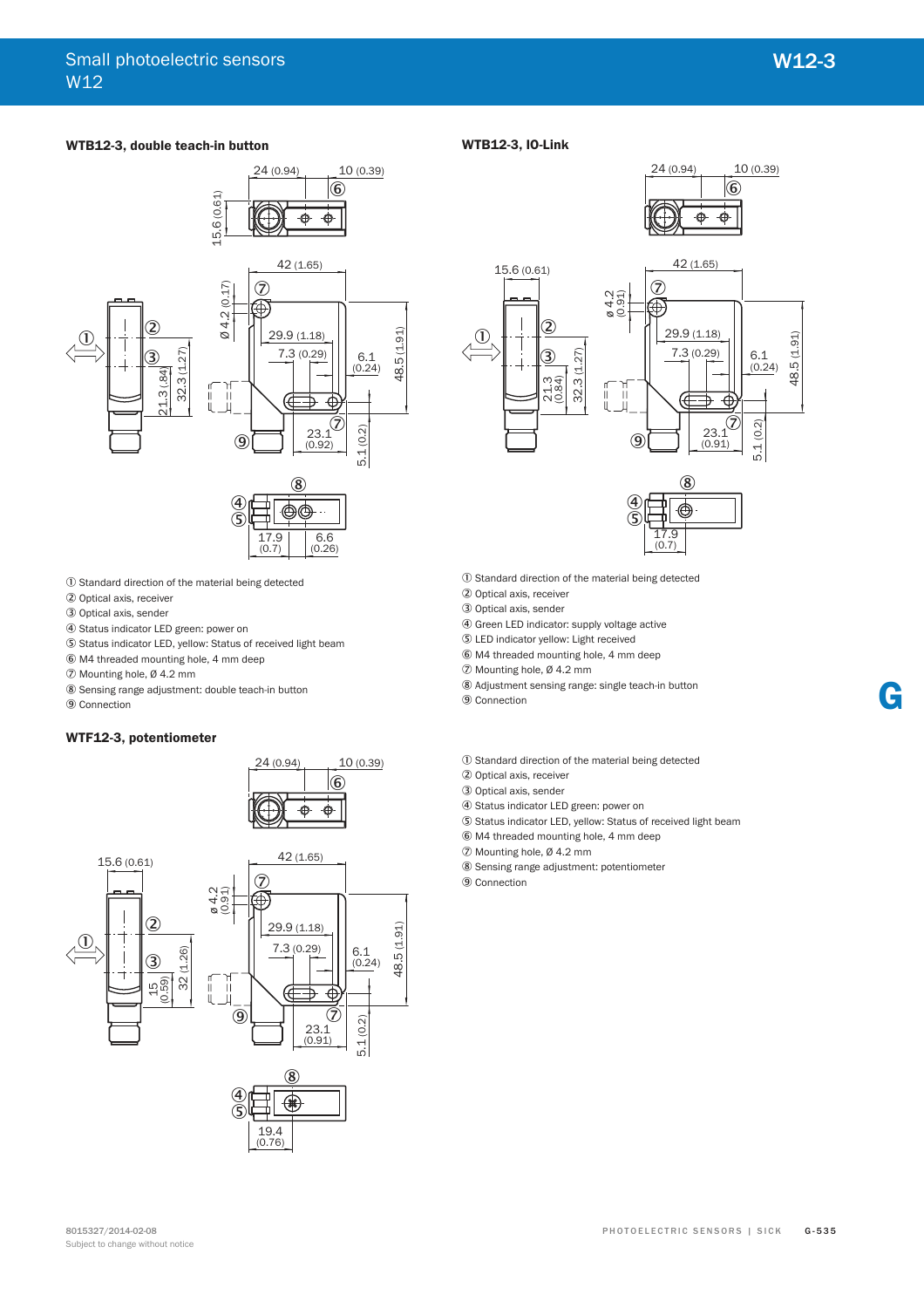### WTB12-3, double teach-in button

① Standard direction of the material being detected
② Optical axis, receiver
③ Optical axis, sender
④ Status indicator LED green: power on
⑤ Status indicator LED, yellow: Status of received light beam
⑥ M4 threaded mounting hole, 4 mm deep
⑦ Mounting hole, Ø 4.2 mm
⑧ Sensing range adjustment: double teach-in button
⑨ Connection

### WTB12-3, IO-Link

① Standard direction of the material being detected
② Optical axis, receiver
③ Optical axis, sender
④ Green LED indicator: supply voltage active
⑤ LED indicator yellow: Light received
⑥ M4 threaded mounting hole, 4 mm deep
⑦ Mounting hole, Ø 4.2 mm
⑧ Adjustment sensing range: single teach-in button
⑨ Connection

### WTF12-3, potentiometer

① Standard direction of the material being detected
② Optical axis, receiver
③ Optical axis, sender
④ Status indicator LED green: power on
⑤ Status indicator LED, yellow: Status of received light beam
⑥ M4 threaded mounting hole, 4 mm deep
⑦ Mounting hole, Ø 4.2 mm
⑧ Sensing range adjustment: potentiometer
⑨ Connection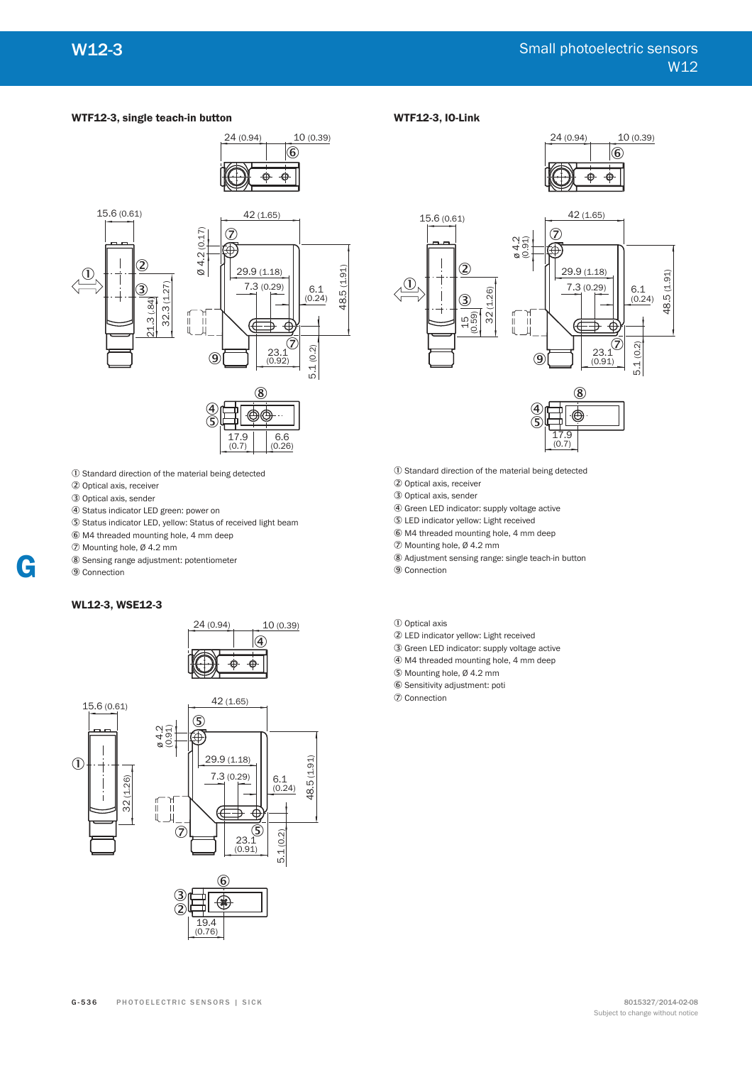### WTF12-3, single teach-in button

① Standard direction of the material being detected
② Optical axis, receiver
③ Optical axis, sender
④ Status indicator LED green: power on
⑤ Status indicator LED, yellow: Status of received light beam
⑥ M4 threaded mounting hole, 4 mm deep
⑦ Mounting hole, Ø 4.2 mm
⑧ Sensing range adjustment: potentiometer
⑨ Connection

### WTF12-3, IO-Link

① Standard direction of the material being detected
② Optical axis, receiver
③ Optical axis, sender
④ Green LED indicator: supply voltage active
⑤ LED indicator yellow: Light received
⑥ M4 threaded mounting hole, 4 mm deep
⑦ Mounting hole, Ø 4.2 mm
⑧ Adjustment sensing range: single teach-in button
⑨ Connection

### WL12-3, WSE12-3

① Optical axis
② LED indicator yellow: Light received
③ Green LED indicator: supply voltage active
④ M4 threaded mounting hole, 4 mm deep
⑤ Mounting hole, Ø 4.2 mm
⑥ Sensitivity adjustment: poti
⑦ Connection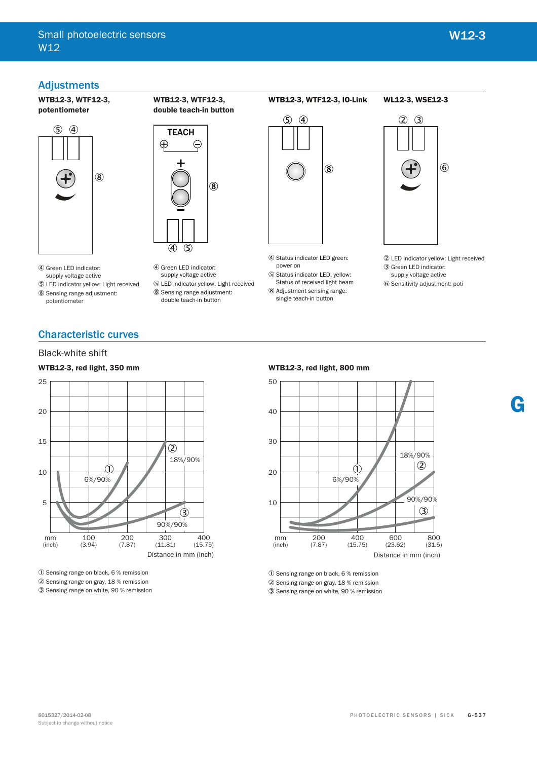## Adjustments

### WTB12-3, WTF12-3, potentiometer

④ Green LED indicator: supply voltage active
⑤ LED indicator yellow: Light received
⑧ Sensing range adjustment: potentiometer

### WTB12-3, WTF12-3, double teach-in button

TEACH

④ Green LED indicator: supply voltage active
⑤ LED indicator yellow: Light received
⑧ Sensing range adjustment: double teach-in button

### WTB12-3, WTF12-3, IO-Link

④ Status indicator LED green: power on
⑤ Status indicator LED, yellow: Status of received light beam
⑧ Adjustment sensing range: single teach-in button

### WL12-3, WSE12-3

② LED indicator yellow: Light received
③ Green LED indicator: supply voltage active
⑥ Sensitivity adjustment: poti

## Characteristic curves

Black-white shift

### WTB12-3, red light, 350 mm

Distance in mm (inch)

① Sensing range on black, 6 % remission
② Sensing range on gray, 18 % remission
③ Sensing range on white, 90 % remission

### WTB12-3, red light, 800 mm

Distance in mm (inch)

① Sensing range on black, 6 % remission
② Sensing range on gray, 18 % remission
③ Sensing range on white, 90 % remission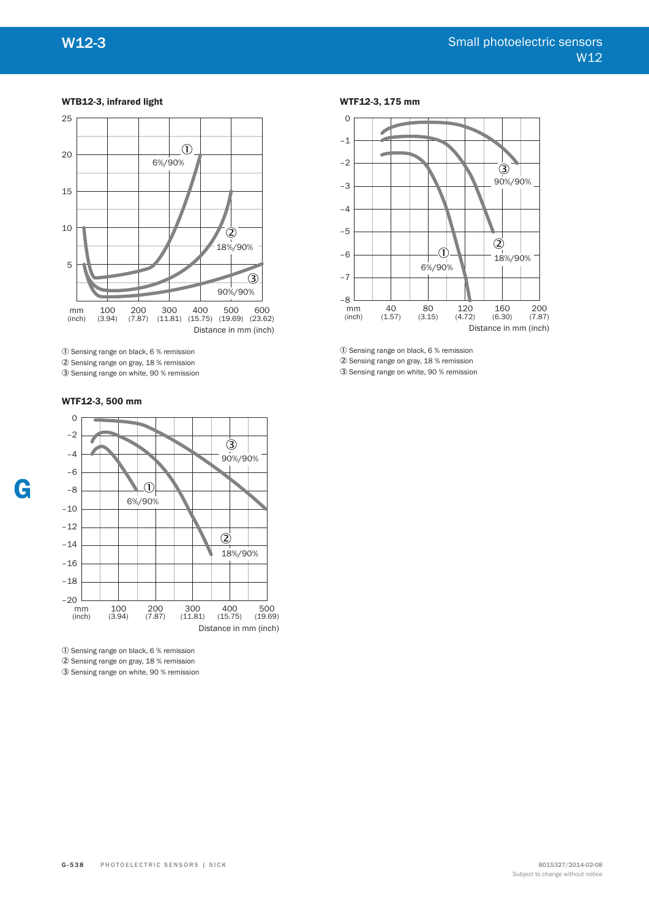#### WTB12-3, infrared light

① Sensing range on black, 6 % remission
② Sensing range on gray, 18 % remission
③ Sensing range on white, 90 % remission

#### WTF12-3, 500 mm

① Sensing range on black, 6 % remission
② Sensing range on gray, 18 % remission
③ Sensing range on white, 90 % remission

#### WTF12-3, 175 mm

① Sensing range on black, 6 % remission
② Sensing range on gray, 18 % remission
③ Sensing range on white, 90 % remission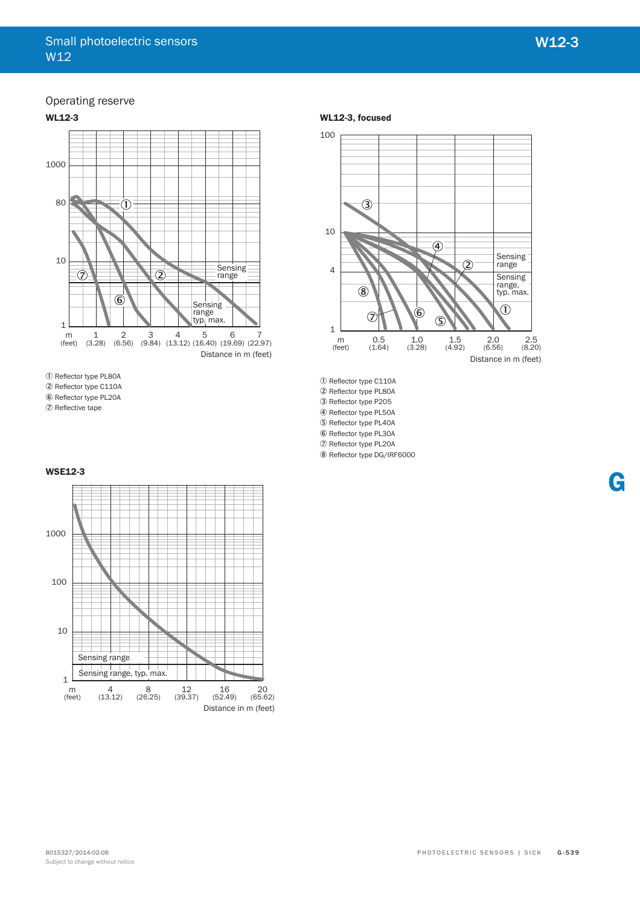## Operating reserve

### WL12-3

Sensing range
Sensing range typ. max.

Distance in m (feet)

① Reflector type PL80A
② Reflector type C110A
⑥ Reflector type PL20A
⑦ Reflective tape

### WL12-3, focused

Sensing range
Sensing range, typ. max.

Distance in m (feet)

① Reflector type C110A
② Reflector type PL80A
③ Reflector type P205
④ Reflector type PL50A
⑤ Reflector type PL40A
⑥ Reflector type PL30A
⑦ Reflector type PL20A
⑧ Reflector type DG/IRF6000

### WSE12-3

Sensing range
Sensing range, typ. max.

Distance in m (feet)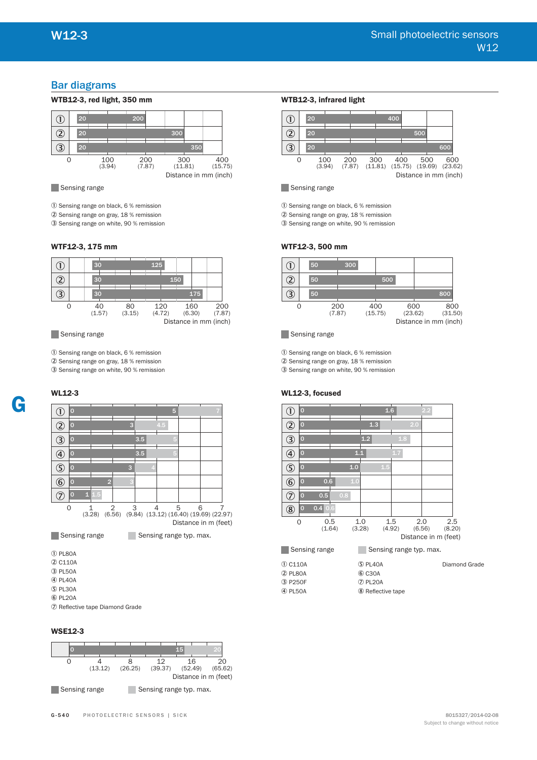## Bar diagrams

### WTB12-3, red light, 350 mm

| | Sensing range |
|---|---|
| ① | 20 – 200 |
| ② | 20 – 300 |
| ③ | 20 – 350 |

0, 100 (3.94), 200 (7.87), 300 (11.81), 400 (15.75)
Distance in mm (inch)

Sensing range

① Sensing range on black, 6 % remission
② Sensing range on gray, 18 % remission
③ Sensing range on white, 90 % remission

### WTB12-3, infrared light

| | Sensing range |
|---|---|
| ① | 20 – 400 |
| ② | 20 – 500 |
| ③ | 20 – 600 |

0, 100 (3.94), 200 (7.87), 300 (11.81), 400 (15.75), 500 (19.69), 600 (23.62)
Distance in mm (inch)

Sensing range

① Sensing range on black, 6 % remission
② Sensing range on gray, 18 % remission
③ Sensing range on white, 90 % remission

### WTF12-3, 175 mm

| | Sensing range |
|---|---|
| ① | 30 – 125 |
| ② | 30 – 150 |
| ③ | 30 – 175 |

0, 40 (1.57), 80 (3.15), 120 (4.72), 160 (6.30), 200 (7.87)
Distance in mm (inch)

Sensing range

① Sensing range on black, 6 % remission
② Sensing range on gray, 18 % remission
③ Sensing range on white, 90 % remission

### WTF12-3, 500 mm

| | Sensing range |
|---|---|
| ① | 50 – 300 |
| ② | 50 – 500 |
| ③ | 50 – 800 |

0, 200 (7.87), 400 (15.75), 600 (23.62), 800 (31.50)
Distance in mm (inch)

Sensing range

① Sensing range on black, 6 % remission
② Sensing range on gray, 18 % remission
③ Sensing range on white, 90 % remission

### WL12-3

| | Sensing range | Sensing range typ. max. |
|---|---|---|
| ① | 0 – 5 | 7 |
| ② | 0 – 3 | 4.5 |
| ③ | 0 – 3.5 | 5 |
| ④ | 0 – 3.5 | 5 |
| ⑤ | 0 – 3 | 4 |
| ⑥ | 0 – 2 | 3 |
| ⑦ | 0 – 1 | 1.5 |

0, 1 (3.28), 2 (6.56), 3 (9.84), 4 (13.12), 5 (16.40), 6 (19.69), 7 (22.97)
Distance in m (feet)

Sensing range    Sensing range typ. max.

① PL80A
② C110A
③ PL50A
④ PL40A
⑤ PL30A
⑥ PL20A
⑦ Reflective tape Diamond Grade

### WL12-3, focused

| | Sensing range | Sensing range typ. max. |
|---|---|---|
| ① | 0 – 1.6 | 2.2 |
| ② | 0 – 1.3 | 2.0 |
| ③ | 0 – 1.2 | 1.8 |
| ④ | 0 – 1.1 | 1.7 |
| ⑤ | 0 – 1.0 | 1.5 |
| ⑥ | 0 – 0.6 | 1.0 |
| ⑦ | 0 – 0.5 | 0.8 |
| ⑧ | 0 – 0.4 | 0.6 |

0, 0.5 (1.64), 1.0 (3.28), 1.5 (4.92), 2.0 (6.56), 2.5 (8.20)
Distance in m (feet)

Sensing range    Sensing range typ. max.

① C110A
② PL80A
③ P250F
④ PL50A
⑤ PL40A
⑥ C30A
⑦ PL20A
⑧ Reflective tape Diamond Grade

### WSE12-3

| Sensing range | Sensing range typ. max. |
|---|---|
| 0 – 15 | 20 |

0, 4 (13.12), 8 (26.25), 12 (39.37), 16 (52.49), 20 (65.62)
Distance in m (feet)

Sensing range    Sensing range typ. max.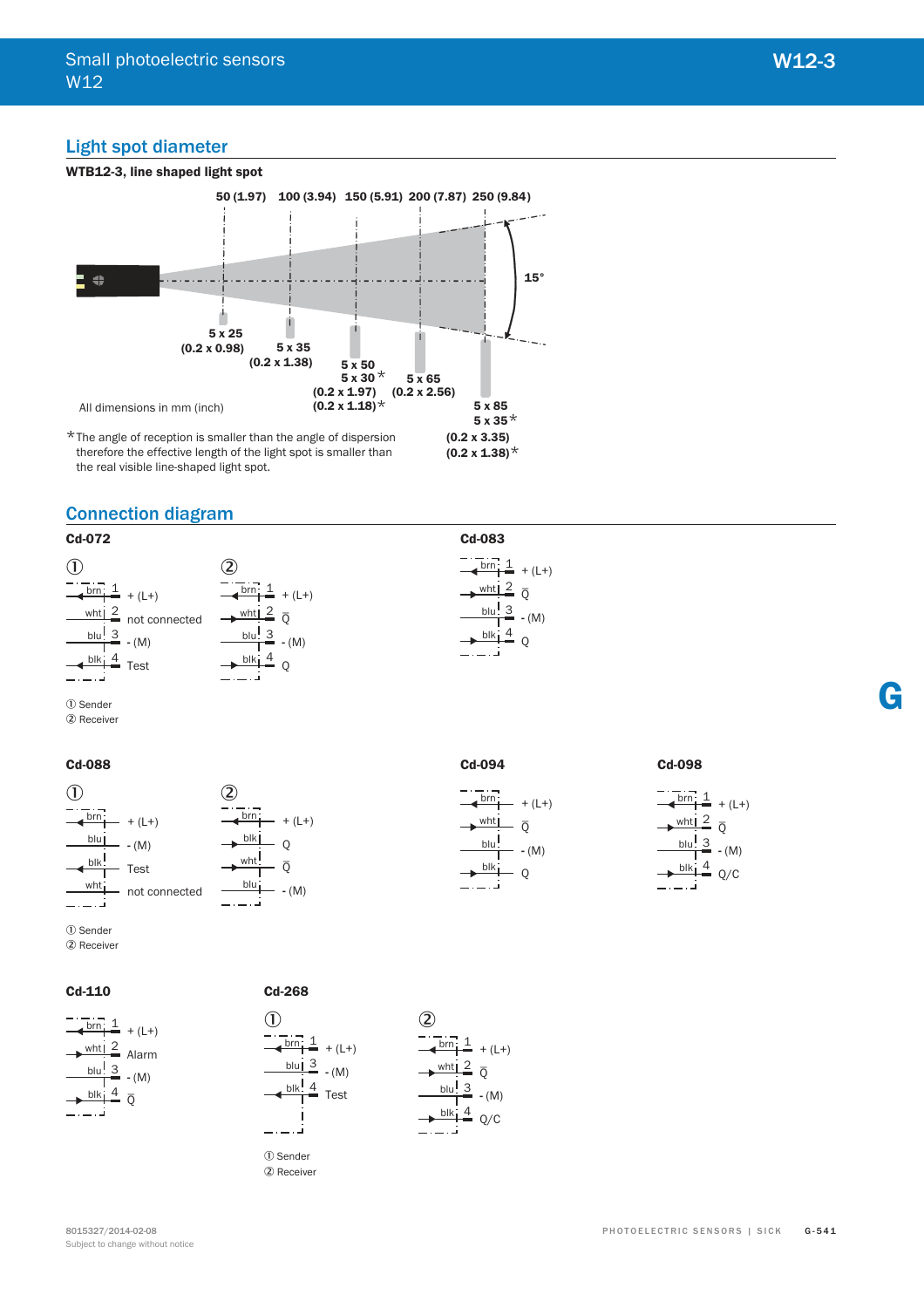## Light spot diameter

**WTB12-3, line shaped light spot**

50 (1.97) 100 (3.94) 150 (5.91) 200 (7.87) 250 (9.84)

15°

5 x 25 (0.2 x 0.98)

5 x 35 (0.2 x 1.38)

5 x 50 (0.2 x 1.97)
5 x 30* (0.2 x 1.18)*

5 x 65 (0.2 x 2.56)

5 x 85 (0.2 x 3.35)
5 x 35* (0.2 x 1.38)*

All dimensions in mm (inch)

*The angle of reception is smaller than the angle of dispersion therefore the effective length of the light spot is smaller than the real visible line-shaped light spot.

## Connection diagram

### Cd-072

① Sender

| Wire | Pin | Function |
|---|---|---|
| brn | 1 | + (L+) |
| wht | 2 | not connected |
| blu | 3 | - (M) |
| blk | 4 | Test |

② Receiver

| Wire | Pin | Function |
|---|---|---|
| brn | 1 | + (L+) |
| wht | 2 | $\bar{Q}$ |
| blu | 3 | - (M) |
| blk | 4 | Q |

### Cd-083

| Wire | Pin | Function |
|---|---|---|
| brn | 1 | + (L+) |
| wht | 2 | $\bar{Q}$ |
| blu | 3 | - (M) |
| blk | 4 | Q |

### Cd-088

① Sender

| Wire | Function |
|---|---|
| brn | + (L+) |
| blu | - (M) |
| blk | Test |
| wht | not connected |

② Receiver

| Wire | Function |
|---|---|
| brn | + (L+) |
| blk | Q |
| wht | $\bar{Q}$ |
| blu | - (M) |

### Cd-094

| Wire | Function |
|---|---|
| brn | + (L+) |
| wht | $\bar{Q}$ |
| blu | - (M) |
| blk | Q |

### Cd-098

| Wire | Pin | Function |
|---|---|---|
| brn | 1 | + (L+) |
| wht | 2 | $\bar{Q}$ |
| blu | 3 | - (M) |
| blk | 4 | Q/C |

### Cd-110

| Wire | Pin | Function |
|---|---|---|
| brn | 1 | + (L+) |
| wht | 2 | Alarm |
| blu | 3 | - (M) |
| blk | 4 | $\bar{Q}$ |

### Cd-268

① Sender

| Wire | Pin | Function |
|---|---|---|
| brn | 1 | + (L+) |
| blu | 3 | - (M) |
| blk | 4 | Test |

② Receiver

| Wire | Pin | Function |
|---|---|---|
| brn | 1 | + (L+) |
| wht | 2 | $\bar{Q}$ |
| blu | 3 | - (M) |
| blk | 4 | Q/C |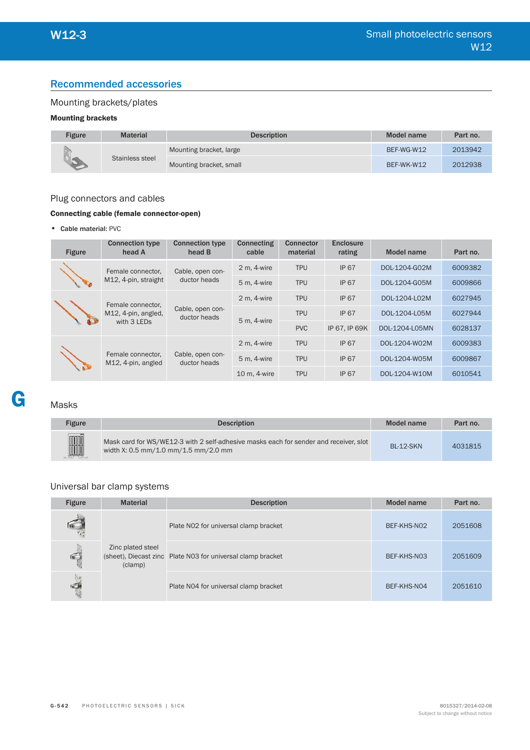## Recommended accessories

### Mounting brackets/plates

**Mounting brackets**

| Figure | Material | Description | Model name | Part no. |
|---|---|---|---|---|
| | Stainless steel | Mounting bracket, large | BEF-WG-W12 | 2013942 |
| | | Mounting bracket, small | BEF-WK-W12 | 2012938 |

### Plug connectors and cables

**Connecting cable (female connector-open)**

- Cable material: PVC

| Figure | Connection type head A | Connection type head B | Connecting cable | Connector material | Enclosure rating | Model name | Part no. |
|---|---|---|---|---|---|---|---|
| | Female connector, M12, 4-pin, straight | Cable, open conductor heads | 2 m, 4-wire | TPU | IP 67 | DOL-1204-G02M | 6009382 |
| | | | 5 m, 4-wire | TPU | IP 67 | DOL-1204-G05M | 6009866 |
| | Female connector, M12, 4-pin, angled, with 3 LEDs | Cable, open conductor heads | 2 m, 4-wire | TPU | IP 67 | DOL-1204-L02M | 6027945 |
| | | | 5 m, 4-wire | TPU | IP 67 | DOL-1204-L05M | 6027944 |
| | | | | PVC | IP 67, IP 69K | DOL-1204-L05MN | 6028137 |
| | Female connector, M12, 4-pin, angled | Cable, open conductor heads | 2 m, 4-wire | TPU | IP 67 | DOL-1204-W02M | 6009383 |
| | | | 5 m, 4-wire | TPU | IP 67 | DOL-1204-W05M | 6009867 |
| | | | 10 m, 4-wire | TPU | IP 67 | DOL-1204-W10M | 6010541 |

### Masks

| Figure | Description | Model name | Part no. |
|---|---|---|---|
| | Mask card for WS/WE12-3 with 2 self-adhesive masks each for sender and receiver, slot width X: 0.5 mm/1.0 mm/1.5 mm/2.0 mm | BL-12-SKN | 4031815 |

### Universal bar clamp systems

| Figure | Material | Description | Model name | Part no. |
|---|---|---|---|---|
| | Zinc plated steel (sheet), Diecast zinc (clamp) | Plate N02 for universal clamp bracket | BEF-KHS-N02 | 2051608 |
| | | Plate N03 for universal clamp bracket | BEF-KHS-N03 | 2051609 |
| | | Plate N04 for universal clamp bracket | BEF-KHS-N04 | 2051610 |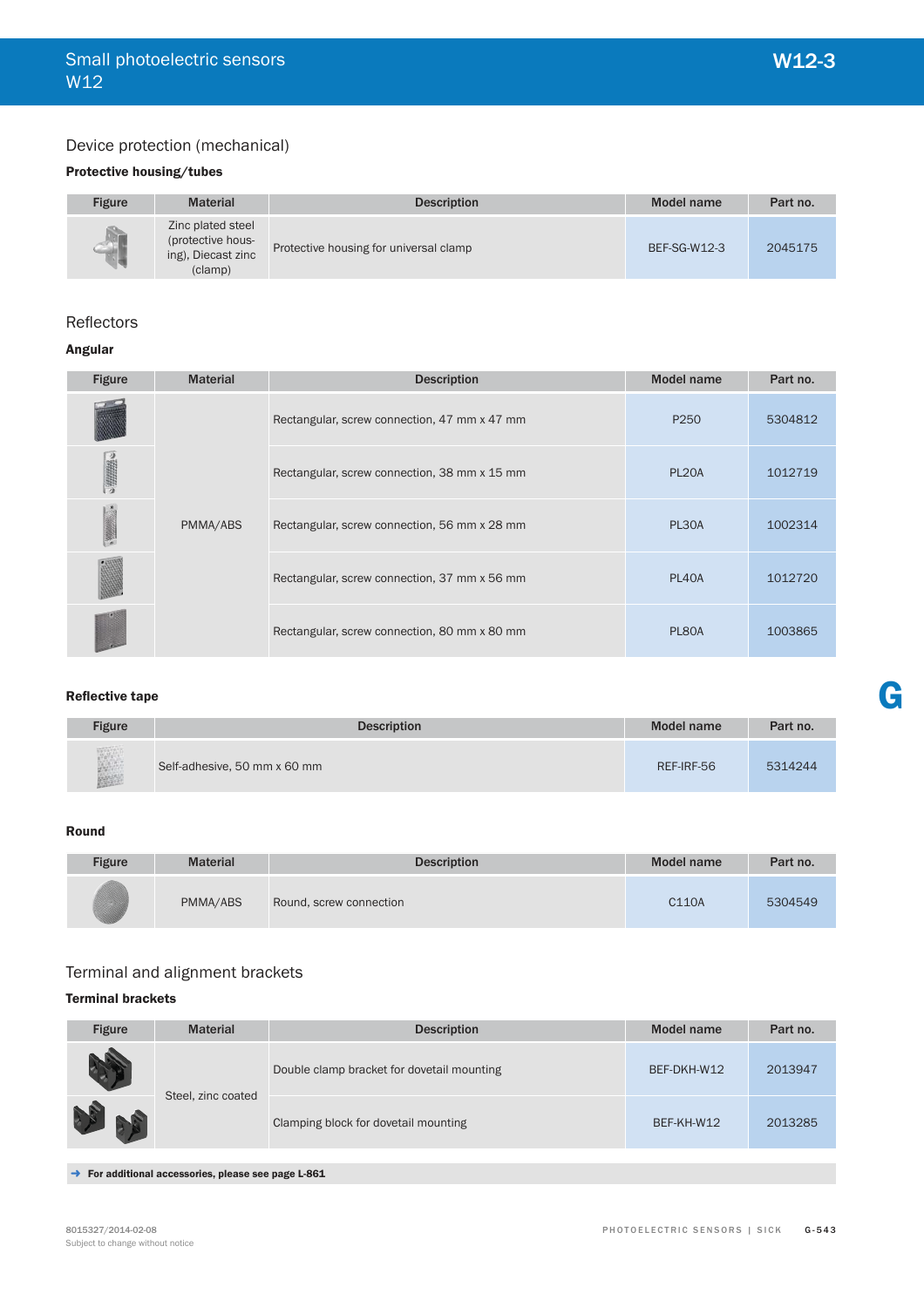## Device protection (mechanical)

### Protective housing/tubes

| Figure | Material | Description | Model name | Part no. |
|---|---|---|---|---|
| | Zinc plated steel (protective housing), Diecast zinc (clamp) | Protective housing for universal clamp | BEF-SG-W12-3 | 2045175 |

## Reflectors

### Angular

| Figure | Material | Description | Model name | Part no. |
|---|---|---|---|---|
| | PMMA/ABS | Rectangular, screw connection, 47 mm x 47 mm | P250 | 5304812 |
| | | Rectangular, screw connection, 38 mm x 15 mm | PL20A | 1012719 |
| | | Rectangular, screw connection, 56 mm x 28 mm | PL30A | 1002314 |
| | | Rectangular, screw connection, 37 mm x 56 mm | PL40A | 1012720 |
| | | Rectangular, screw connection, 80 mm x 80 mm | PL80A | 1003865 |

### Reflective tape

| Figure | Description | Model name | Part no. |
|---|---|---|---|
| | Self-adhesive, 50 mm x 60 mm | REF-IRF-56 | 5314244 |

### Round

| Figure | Material | Description | Model name | Part no. |
|---|---|---|---|---|
| | PMMA/ABS | Round, screw connection | C110A | 5304549 |

## Terminal and alignment brackets

### Terminal brackets

| Figure | Material | Description | Model name | Part no. |
|---|---|---|---|---|
| | Steel, zinc coated | Double clamp bracket for dovetail mounting | BEF-DKH-W12 | 2013947 |
| | | Clamping block for dovetail mounting | BEF-KH-W12 | 2013285 |

➜ **For additional accessories, please see page L-861**

8015327/2014-02-08
Subject to change without notice